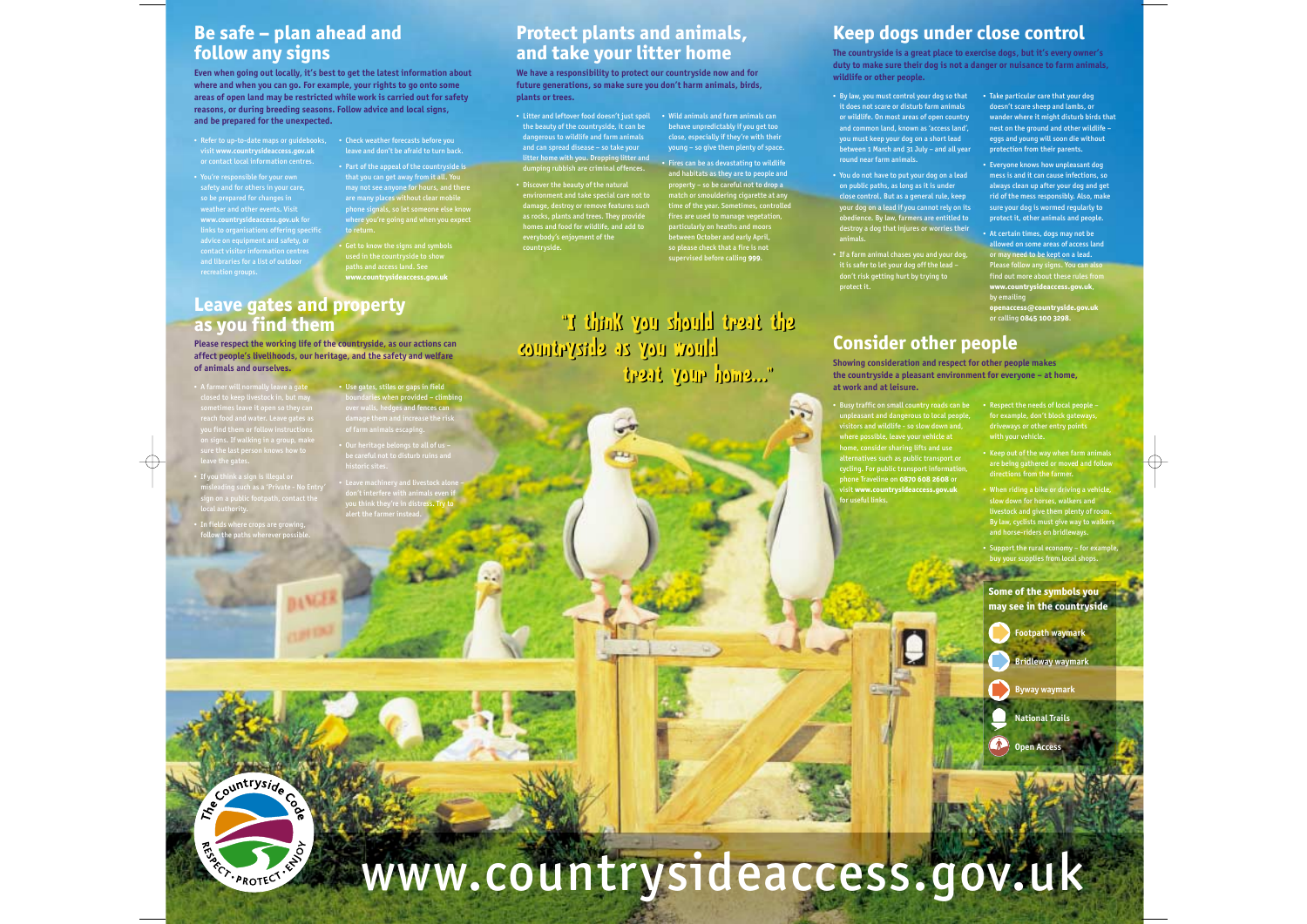## Be safe – plan ahead and follow any signs

**Even when going out locally, it's best to get the latest information about where and when you can go. For example, your rights to go onto some areas of open land may be restricted while work is carried out for safety reasons, or during breeding seasons. Follow advice and local signs, and be prepared for the unexpected.**

- Refer to up-to-date maps or guidebooks, visit **www.countrysideaccess.gov.uk** or contact local information centres.
- You're responsible for your own safety and for others in your care, so be prepared for changes in weather and other events. Visit **www.countrysideaccess.gov.uk** for links to organisations offering specific advice on equipment and safety, or contact visitor information centres and libraries for a list of outdoor recreation groups.
- Check weather forecasts before you leave and don't be afraid to turn back.
- Part of the appeal of the countryside is that you can get away from it all. You may not see anyone for hours, and there are many places without clear mobile phone signals, so let someone else know where you're going and when you expect to return.
- Get to know the signs and symbols used in the countryside to show paths and access land. See **www.countrysideaccess.gov.uk**

## Leave gates and property as you find them

**Please respect the working life of the countryside, as our actions can affect people's livelihoods, our heritage, and the safety and welfare of animals and ourselves.**

- A farmer will normally leave a gate closed to keep livestock in, but may sometimes leave it open so they can reach food and water. Leave gates as you find them or follow instructions on signs. If walking in a group, make sure the last person knows how to leave the gates.
- If you think a sign is illegal or misleading such as a 'Private - No Entry' sign on a public footpath, contact the local authority.
- In fields where crops are growing, follow the paths wherever possible.
- Use gates, stiles or gaps in field boundaries when provided – climbing over walls, hedges and fences can damage them and increase the risk of farm animals escaping.
- Our heritage belongs to all of us – be careful not to disturb ruins and historic sites.
- Leave machinery and livestock alone – don't interfere with animals even if you think they're in distress. Try to alert the farmer instead.

## Protect plants and animals, and take your litter home

**We have a responsibility to protect our countryside now and for future generations, so make sure you don't harm animals, birds, plants or trees.**

- Litter and leftover food doesn't just spoil the beauty of the countryside, it can be dangerous to wildlife and farm animals and can spread disease – so take your litter home with you. Dropping litter and dumping rubbish are criminal offences.
- Discover the beauty of the natural environment and take special care not to damage, destroy or remove features such as rocks, plants and trees. They provide homes and food for wildlife, and add to everybody's enjoyment of the countryside.
- Wild animals and farm animals can behave unpredictably if you get too close, especially if they're with their young – so give them plenty of space.
- Fires can be as devastating to wildlife and habitats as they are to people and property – so be careful not to drop a match or smouldering cigarette at any time of the year. Sometimes, controlled fires are used to manage vegetation, particularly on heaths and moors between October and early April, so please check that a fire is not supervised before calling **999**.

"I think you should treat the countryside as you would treat your home..."

## Keep dogs under close control

**The countryside is a great place to exercise dogs, but it's every owner's duty to make sure their dog is not a danger or nuisance to farm animals, wildlife or other people.**

- By law, you must control your dog so that it does not scare or disturb farm animals or wildlife. On most areas of open country and common land, known as 'access land', you must keep your dog on a short lead between 1 March and 31 July – and all year round near farm animals.
- You do not have to put your dog on a lead on public paths, as long as it is under close control. But as a general rule, keep your dog on a lead if you cannot rely on its obedience. By law, farmers are entitled to destroy a dog that injures or worries their animals.
- If a farm animal chases you and your dog, it is safer to let your dog off the lead – don't risk getting hurt by trying to protect it.
- Take particular care that your dog doesn't scare sheep and lambs, or wander where it might disturb birds that nest on the ground and other wildlife – eggs and young will soon die without protection from their parents.
- Everyone knows how unpleasant dog mess is and it can cause infections, so always clean up after your dog and get rid of the mess responsibly. Also, make sure your dog is wormed regularly to protect it, other animals and people.
- At certain times, dogs may not be allowed on some areas of access land or may need to be kept on a lead. Please follow any signs. You can also find out more about these rules from **www.countrysideaccess.gov.uk**, by emailing **openaccess@countryside.gov.uk** or calling **0845 100 3298**.

## Consider other people

**Showing consideration and respect for other people makes the countryside a pleasant environment for everyone – at home, at work and at leisure.**

- Busy traffic on small country roads can be unpleasant and dangerous to local people, visitors and wildlife – so slow down and, where possible, leave your vehicle at home, consider sharing lifts and use alternatives such as public transport or cycling. For public transport information, phone Traveline on **0870 608 2608** or visit **www.countrysideaccess.gov.uk** for useful links.
- Respect the needs of local people – for example, don't block gateways, driveways or other entry points with your vehicle.
- Keep out of the way when farm animals are being gathered or moved and follow directions from the farmer.
- When riding a bike or driving a vehicle, slow down for horses, walkers and livestock and give them plenty of room. By law, cyclists must give way to walkers and horse-riders on bridleways.
- Support the rural economy – for example, buy your supplies from local shops.

**Some of the symbols you may see in the countryside**

- Footpath waymark
- Bridleway waymark
- Byway waymark
- National Trails
- Open Access

The Countryside Code – RESPECT · PROTECT · ENJOY

www.countrysideaccess.gov.uk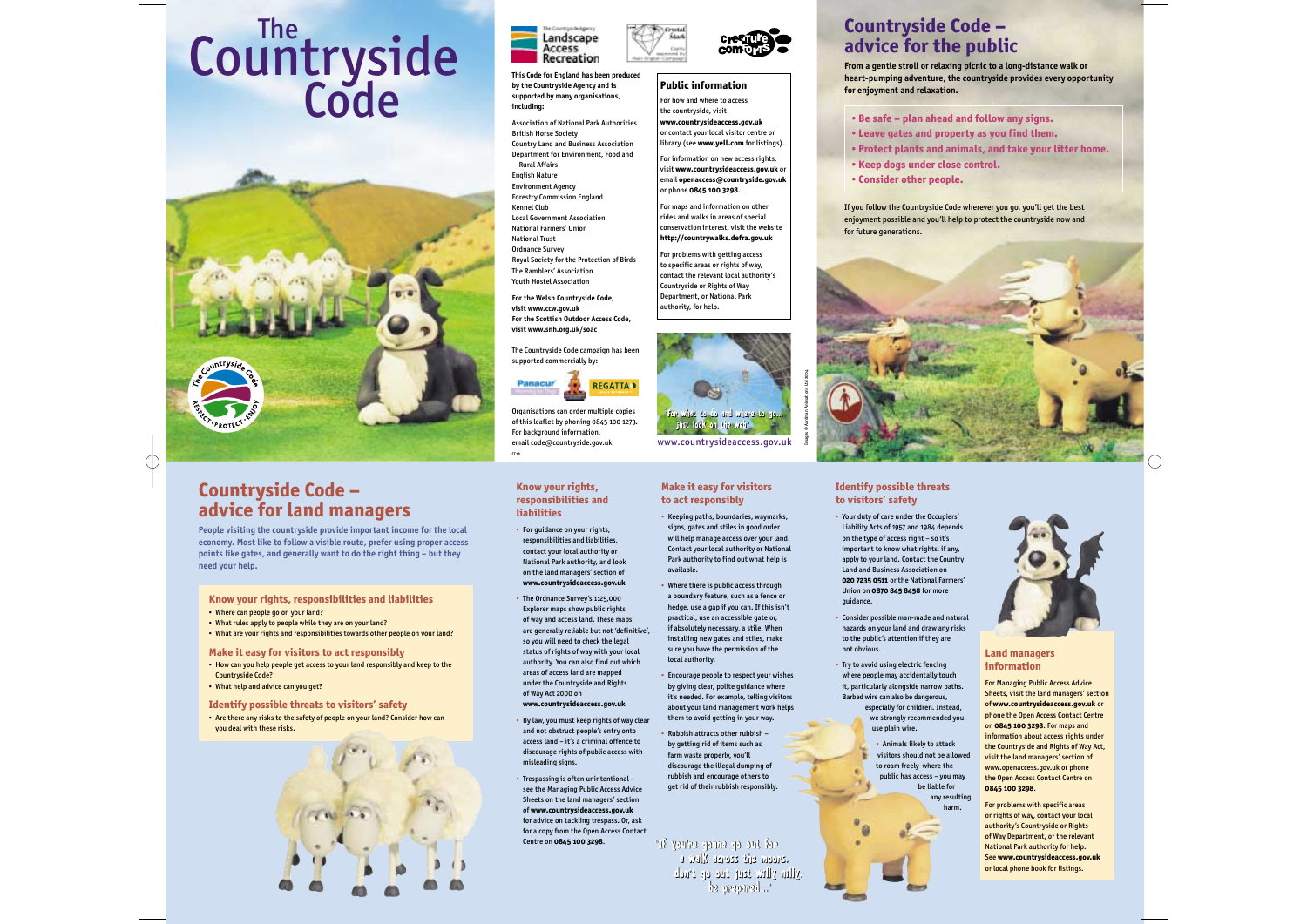# The Countryside Code

The Countryside Code — Respect. Protect. Enjoy.

This Code for England has been produced by the Countryside Agency and is supported by many organisations, including:

Association of National Park Authorities
British Horse Society
Country Land and Business Association
Department for Environment, Food and Rural Affairs
English Nature
Environment Agency
Forestry Commission England
Kennel Club
Local Government Association
National Farmers' Union
National Trust
Ordnance Survey
Royal Society for the Protection of Birds
The Ramblers' Association
Youth Hostel Association

**For the Welsh Countryside Code, visit www.ccw.gov.uk**
**For the Scottish Outdoor Access Code, visit www.snh.org.uk/soac**

The Countryside Code campaign has been supported commercially by:

Panacur — Regatta

Organisations can order multiple copies of this leaflet by phoning 0845 100 1273. For background information, email code@countryside.gov.uk

CC1

## Public information

For how and where to access the countryside, visit **www.countrysideaccess.gov.uk** or contact your local visitor centre or library (see **www.yell.com** for listings).

For information on new access rights, visit **www.countrysideaccess.gov.uk** or email **openaccess@countryside.gov.uk** or phone **0845 100 3298**.

For maps and information on other rides and walks in areas of special conservation interest, visit the website **http://countrywalks.defra.gov.uk**

For problems with getting access to specific areas or rights of way, contact the relevant local authority's Countryside or Rights of Way Department, or National Park authority, for help.

"For what to do and where to go... just look on the web"

www.countrysideaccess.gov.uk

Images © Aardman Animations Ltd 2004

## Countryside Code – advice for the public

**From a gentle stroll or relaxing picnic to a long-distance walk or heart-pumping adventure, the countryside provides every opportunity for enjoyment and relaxation.**

- **Be safe – plan ahead and follow any signs.**
- **Leave gates and property as you find them.**
- **Protect plants and animals, and take your litter home.**
- **Keep dogs under close control.**
- **Consider other people.**

If you follow the Countryside Code wherever you go, you'll get the best enjoyment possible and you'll help to protect the countryside now and for future generations.

## Countryside Code – advice for land managers

**People visiting the countryside provide important income for the local economy. Most like to follow a visible route, prefer using proper access points like gates, and generally want to do the right thing – but they need your help.**

### Know your rights, responsibilities and liabilities

- Where can people go on your land?
- What rules apply to people while they are on your land?
- What are your rights and responsibilities towards other people on your land?

### Make it easy for visitors to act responsibly

- How can you help people get access to your land responsibly and keep to the Countryside Code?
- What help and advice can you get?

### Identify possible threats to visitors' safety

- Are there any risks to the safety of people on your land? Consider how can you deal with these risks.

### Know your rights, responsibilities and liabilities

- For guidance on your rights, responsibilities and liabilities, contact your local authority or National Park authority, and look on the land managers' section of **www.countrysideaccess.gov.uk**
- The Ordnance Survey's 1:25,000 Explorer maps show public rights of way and access land. These maps are generally reliable but not 'definitive', so you will need to check the legal status of rights of way with your local authority. You can also find out which areas of access land are mapped under the Countryside and Rights of Way Act 2000 on **www.countrysideaccess.gov.uk**
- By law, you must keep rights of way clear and not obstruct people's entry onto access land – it's a criminal offence to discourage rights of public access with misleading signs.
- Trespassing is often unintentional – see the Managing Public Access Advice Sheets on the land managers' section of **www.countrysideaccess.gov.uk** for advice on tackling trespass. Or, ask for a copy from the Open Access Contact Centre on **0845 100 3298**.

### Make it easy for visitors to act responsibly

- Keeping paths, boundaries, waymarks, signs, gates and stiles in good order will help manage access over your land. Contact your local authority or National Park authority to find out what help is available.
- Where there is public access through a boundary feature, such as a fence or hedge, use a gap if you can. If this isn't practical, use an accessible gate or, if absolutely necessary, a stile. When installing new gates and stiles, make sure you have the permission of the local authority.
- Encourage people to respect your wishes by giving clear, polite guidance where it's needed. For example, telling visitors about your land management work helps them to avoid getting in your way.
- Rubbish attracts other rubbish – by getting rid of items such as farm waste properly, you'll discourage the illegal dumping of rubbish and encourage others to get rid of their rubbish responsibly.

"If you're gonna go out for a walk across the moors, don't go out just willy nilly, be prepared..."

### Identify possible threats to visitors' safety

- Your duty of care under the Occupiers' Liability Acts of 1957 and 1984 depends on the type of access right – so it's important to know what rights, if any, apply to your land. Contact the Country Land and Business Association on **020 7235 0511** or the National Farmers' Union on **0870 845 8458** for more guidance.
- Consider possible man-made and natural hazards on your land and draw any risks to the public's attention if they are not obvious.
- Try to avoid using electric fencing where people may accidentally touch it, particularly alongside narrow paths. Barbed wire can also be dangerous, especially for children. Instead, we strongly recommended you use plain wire.
- Animals likely to attack visitors should not be allowed to roam freely where the public has access – you may be liable for any resulting harm.

### Land managers information

For Managing Public Access Advice Sheets, visit the land managers' section of **www.countrysideaccess.gov.uk** or phone the Open Access Contact Centre on **0845 100 3298**. For maps and information about access rights under the Countryside and Rights of Way Act, visit the land managers' section of www.openaccess.gov.uk or phone the Open Access Contact Centre on **0845 100 3298**.

For problems with specific areas or rights of way, contact your local authority's Countryside or Rights of Way Department, or the relevant National Park authority for help. See **www.countrysideaccess.gov.uk** or local phone book for listings.